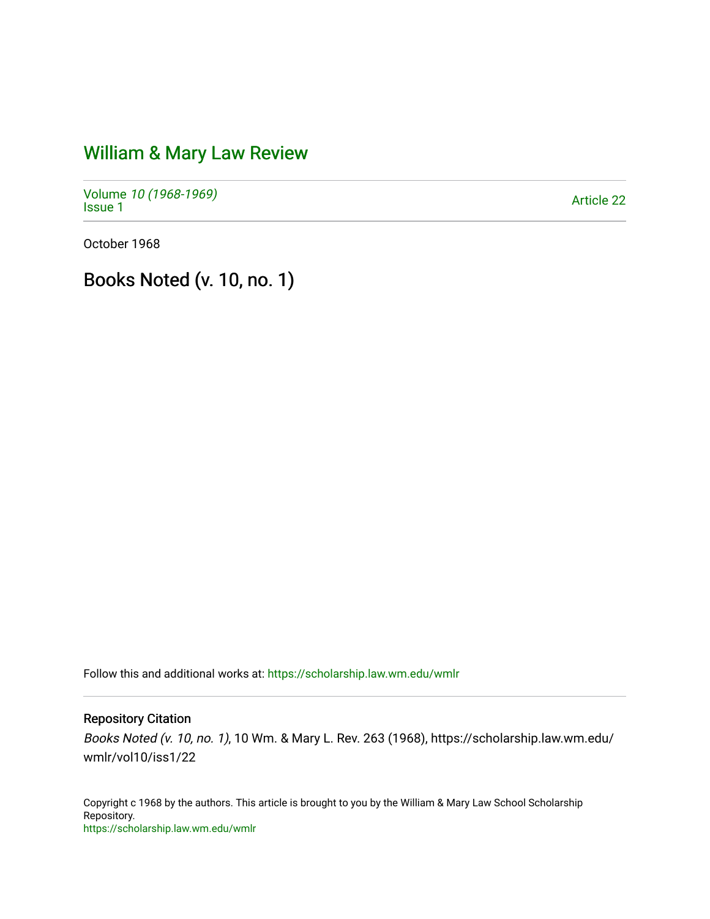# William & Mary Law Review

Volume *10 (1968-1969)*
Issue 1

Article 22

October 1968

## Books Noted (v. 10, no. 1)

Follow this and additional works at: https://scholarship.law.wm.edu/wmlr

### Repository Citation

*Books Noted (v. 10, no. 1)*, 10 Wm. & Mary L. Rev. 263 (1968), https://scholarship.law.wm.edu/wmlr/vol10/iss1/22

Copyright c 1968 by the authors. This article is brought to you by the William & Mary Law School Scholarship Repository.
https://scholarship.law.wm.edu/wmlr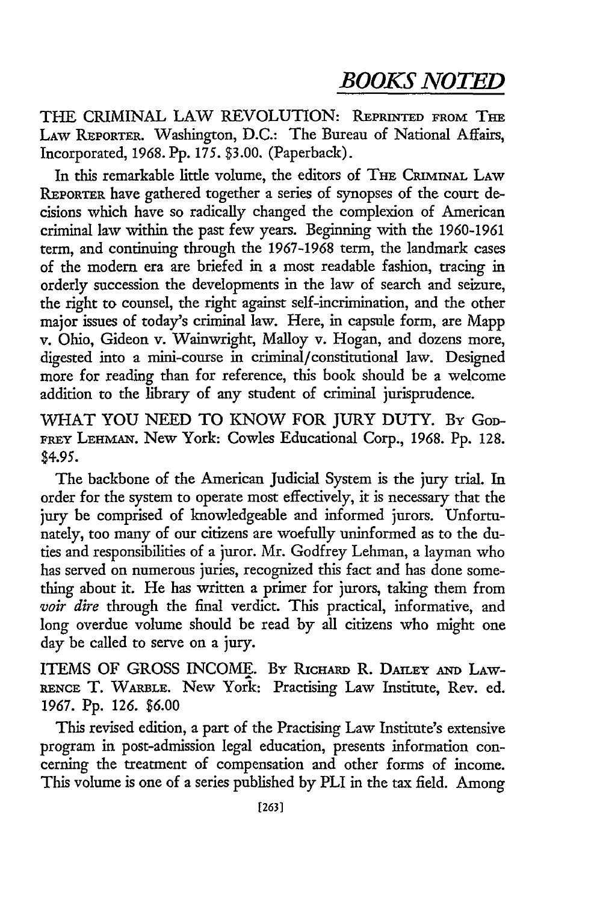## *BOOKS NOTED*

THE CRIMINAL LAW REVOLUTION: REPRINTED FROM THE LAW REPORTER. Washington, D.C.: The Bureau of National Affairs, Incorporated, 1968. Pp. 175. $3.00. (Paperback).

In this remarkable little volume, the editors of THE CRIMINAL LAW REPORTER have gathered together a series of synopses of the court decisions which have so radically changed the complexion of American criminal law within the past few years. Beginning with the 1960-1961 term, and continuing through the 1967-1968 term, the landmark cases of the modern era are briefed in a most readable fashion, tracing in orderly succession the developments in the law of search and seizure, the right to counsel, the right against self-incrimination, and the other major issues of today's criminal law. Here, in capsule form, are Mapp v. Ohio, Gideon v. Wainwright, Malloy v. Hogan, and dozens more, digested into a mini-course in criminal/constitutional law. Designed more for reading than for reference, this book should be a welcome addition to the library of any student of criminal jurisprudence.

WHAT YOU NEED TO KNOW FOR JURY DUTY. BY GODFREY LEHMAN. New York: Cowles Educational Corp., 1968. Pp. 128. $4.95.

The backbone of the American Judicial System is the jury trial. In order for the system to operate most effectively, it is necessary that the jury be comprised of knowledgeable and informed jurors. Unfortunately, too many of our citizens are woefully uninformed as to the duties and responsibilities of a juror. Mr. Godfrey Lehman, a layman who has served on numerous juries, recognized this fact and has done something about it. He has written a primer for jurors, taking them from *voir dire* through the final verdict. This practical, informative, and long overdue volume should be read by all citizens who might one day be called to serve on a jury.

ITEMS OF GROSS INCOME. BY RICHARD R. DAILEY AND LAWRENCE T. WARBLE. New York: Practising Law Institute, Rev. ed. 1967. Pp. 126. $6.00

This revised edition, a part of the Practising Law Institute's extensive program in post-admission legal education, presents information concerning the treatment of compensation and other forms of income. This volume is one of a series published by PLI in the tax field. Among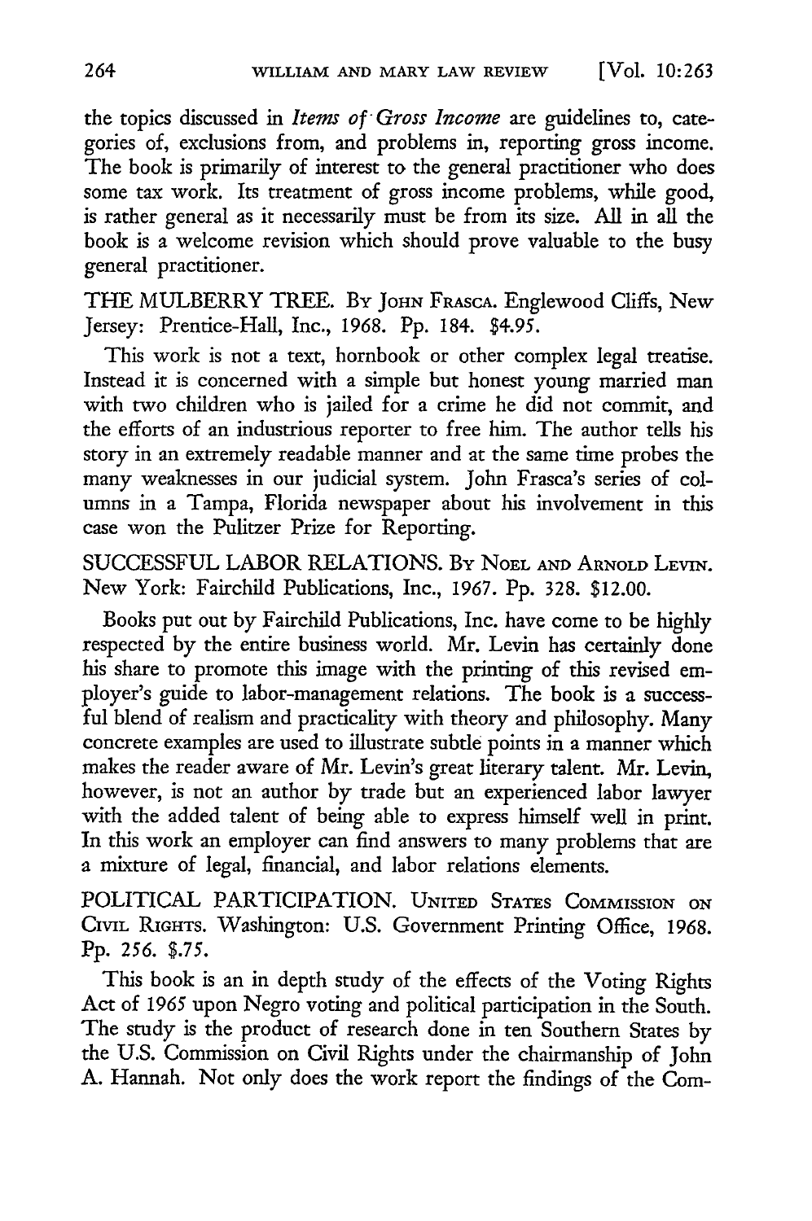the topics discussed in *Items of Gross Income* are guidelines to, categories of, exclusions from, and problems in, reporting gross income. The book is primarily of interest to the general practitioner who does some tax work. Its treatment of gross income problems, while good, is rather general as it necessarily must be from its size. All in all the book is a welcome revision which should prove valuable to the busy general practitioner.

THE MULBERRY TREE. By JOHN FRASCA. Englewood Cliffs, New Jersey: Prentice-Hall, Inc., 1968. Pp. 184. $4.95.

This work is not a text, hornbook or other complex legal treatise. Instead it is concerned with a simple but honest young married man with two children who is jailed for a crime he did not commit, and the efforts of an industrious reporter to free him. The author tells his story in an extremely readable manner and at the same time probes the many weaknesses in our judicial system. John Frasca's series of columns in a Tampa, Florida newspaper about his involvement in this case won the Pulitzer Prize for Reporting.

SUCCESSFUL LABOR RELATIONS. By NOEL AND ARNOLD LEVIN. New York: Fairchild Publications, Inc., 1967. Pp. 328. $12.00.

Books put out by Fairchild Publications, Inc. have come to be highly respected by the entire business world. Mr. Levin has certainly done his share to promote this image with the printing of this revised employer's guide to labor-management relations. The book is a successful blend of realism and practicality with theory and philosophy. Many concrete examples are used to illustrate subtle points in a manner which makes the reader aware of Mr. Levin's great literary talent. Mr. Levin, however, is not an author by trade but an experienced labor lawyer with the added talent of being able to express himself well in print. In this work an employer can find answers to many problems that are a mixture of legal, financial, and labor relations elements.

POLITICAL PARTICIPATION. UNITED STATES COMMISSION ON CIVIL RIGHTS. Washington: U.S. Government Printing Office, 1968. Pp. 256. $.75.

This book is an in depth study of the effects of the Voting Rights Act of 1965 upon Negro voting and political participation in the South. The study is the product of research done in ten Southern States by the U.S. Commission on Civil Rights under the chairmanship of John A. Hannah. Not only does the work report the findings of the Com-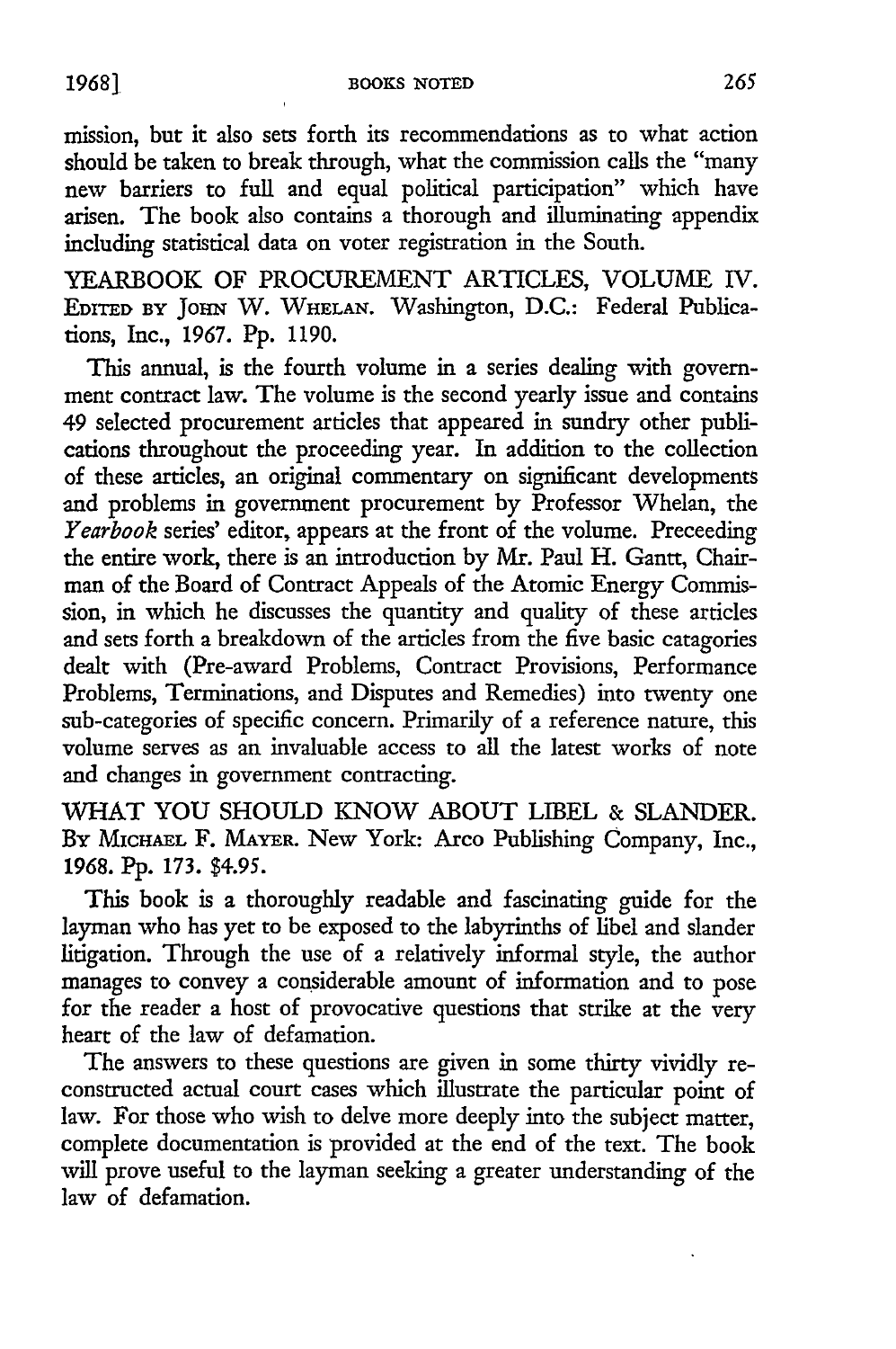mission, but it also sets forth its recommendations as to what action should be taken to break through, what the commission calls the "many new barriers to full and equal political participation" which have arisen. The book also contains a thorough and illuminating appendix including statistical data on voter registration in the South.

YEARBOOK OF PROCUREMENT ARTICLES, VOLUME IV. EDITED BY JOHN W. WHELAN. Washington, D.C.: Federal Publications, Inc., 1967. Pp. 1190.

This annual, is the fourth volume in a series dealing with government contract law. The volume is the second yearly issue and contains 49 selected procurement articles that appeared in sundry other publications throughout the proceeding year. In addition to the collection of these articles, an original commentary on significant developments and problems in government procurement by Professor Whelan, the *Yearbook* series' editor, appears at the front of the volume. Preceeding the entire work, there is an introduction by Mr. Paul H. Gantt, Chairman of the Board of Contract Appeals of the Atomic Energy Commission, in which he discusses the quantity and quality of these articles and sets forth a breakdown of the articles from the five basic catagories dealt with (Pre-award Problems, Contract Provisions, Performance Problems, Terminations, and Disputes and Remedies) into twenty one sub-categories of specific concern. Primarily of a reference nature, this volume serves as an invaluable access to all the latest works of note and changes in government contracting.

WHAT YOU SHOULD KNOW ABOUT LIBEL & SLANDER. BY MICHAEL F. MAYER. New York: Arco Publishing Company, Inc., 1968. Pp. 173. $4.95.

This book is a thoroughly readable and fascinating guide for the layman who has yet to be exposed to the labyrinths of libel and slander litigation. Through the use of a relatively informal style, the author manages to convey a considerable amount of information and to pose for the reader a host of provocative questions that strike at the very heart of the law of defamation.

The answers to these questions are given in some thirty vividly reconstructed actual court cases which illustrate the particular point of law. For those who wish to delve more deeply into the subject matter, complete documentation is provided at the end of the text. The book will prove useful to the layman seeking a greater understanding of the law of defamation.